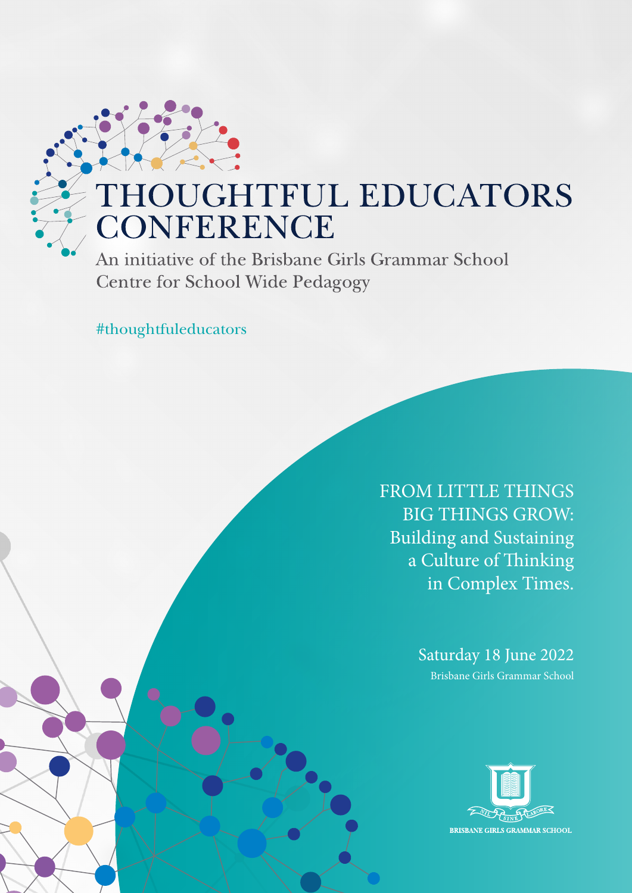# THOUGHTFUL EDUCATORS CONFERENCE

An initiative of the Brisbane Girls Grammar School Centre for School Wide Pedagogy

#thoughtfuleducators

## FROM LITTLE THINGS BIG THINGS GROW: Building and Sustaining a Culture of Thinking in Complex Times.

Saturday 18 June 2022

Brisbane Girls Grammar School

NIL SINE LABORE

BRISBANE GIRLS GRAMMAR SCHOOL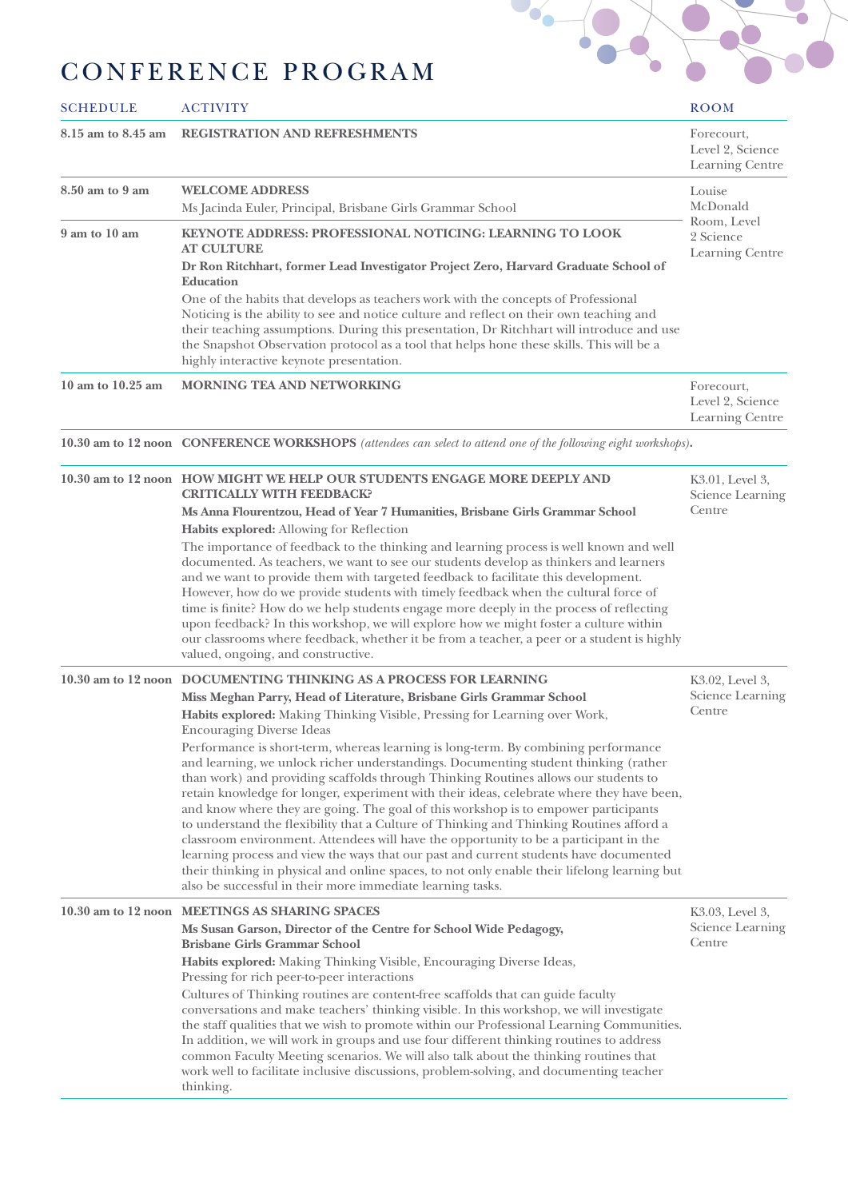# CONFERENCE PROGRAM

| SCHEDULE | ACTIVITY | ROOM |
|---|---|---|
| **8.15 am to 8.45 am** | **REGISTRATION AND REFRESHMENTS** | Forecourt, Level 2, Science Learning Centre |
| **8.50 am to 9 am** | **WELCOME ADDRESS**<br>Ms Jacinda Euler, Principal, Brisbane Girls Grammar School | Louise McDonald Room, Level 2 Science Learning Centre |
| **9 am to 10 am** | **KEYNOTE ADDRESS: PROFESSIONAL NOTICING: LEARNING TO LOOK AT CULTURE**<br>**Dr Ron Ritchhart, former Lead Investigator Project Zero, Harvard Graduate School of Education**<br>One of the habits that develops as teachers work with the concepts of Professional Noticing is the ability to see and notice culture and reflect on their own teaching and their teaching assumptions. During this presentation, Dr Ritchhart will introduce and use the Snapshot Observation protocol as a tool that helps hone these skills. This will be a highly interactive keynote presentation. | |
| **10 am to 10.25 am** | **MORNING TEA AND NETWORKING** | Forecourt, Level 2, Science Learning Centre |
| **10.30 am to 12 noon** | **CONFERENCE WORKSHOPS** *(attendees can select to attend one of the following eight workshops)*. | |
| **10.30 am to 12 noon** | **HOW MIGHT WE HELP OUR STUDENTS ENGAGE MORE DEEPLY AND CRITICALLY WITH FEEDBACK?**<br>**Ms Anna Flourentzou, Head of Year 7 Humanities, Brisbane Girls Grammar School**<br>**Habits explored:** Allowing for Reflection<br>The importance of feedback to the thinking and learning process is well known and well documented. As teachers, we want to see our students develop as thinkers and learners and we want to provide them with targeted feedback to facilitate this development. However, how do we provide students with timely feedback when the cultural force of time is finite? How do we help students engage more deeply in the process of reflecting upon feedback? In this workshop, we will explore how we might foster a culture within our classrooms where feedback, whether it be from a teacher, a peer or a student is highly valued, ongoing, and constructive. | K3.01, Level 3, Science Learning Centre |
| **10.30 am to 12 noon** | **DOCUMENTING THINKING AS A PROCESS FOR LEARNING**<br>**Miss Meghan Parry, Head of Literature, Brisbane Girls Grammar School**<br>**Habits explored:** Making Thinking Visible, Pressing for Learning over Work, Encouraging Diverse Ideas<br>Performance is short-term, whereas learning is long-term. By combining performance and learning, we unlock richer understandings. Documenting student thinking (rather than work) and providing scaffolds through Thinking Routines allows our students to retain knowledge for longer, experiment with their ideas, celebrate where they have been, and know where they are going. The goal of this workshop is to empower participants to understand the flexibility that a Culture of Thinking and Thinking Routines afford a classroom environment. Attendees will have the opportunity to be a participant in the learning process and view the ways that our past and current students have documented their thinking in physical and online spaces, to not only enable their lifelong learning but also be successful in their more immediate learning tasks. | K3.02, Level 3, Science Learning Centre |
| **10.30 am to 12 noon** | **MEETINGS AS SHARING SPACES**<br>**Ms Susan Garson, Director of the Centre for School Wide Pedagogy, Brisbane Girls Grammar School**<br>**Habits explored:** Making Thinking Visible, Encouraging Diverse Ideas, Pressing for rich peer-to-peer interactions<br>Cultures of Thinking routines are content-free scaffolds that can guide faculty conversations and make teachers' thinking visible. In this workshop, we will investigate the staff qualities that we wish to promote within our Professional Learning Communities. In addition, we will work in groups and use four different thinking routines to address common Faculty Meeting scenarios. We will also talk about the thinking routines that work well to facilitate inclusive discussions, problem-solving, and documenting teacher thinking. | K3.03, Level 3, Science Learning Centre |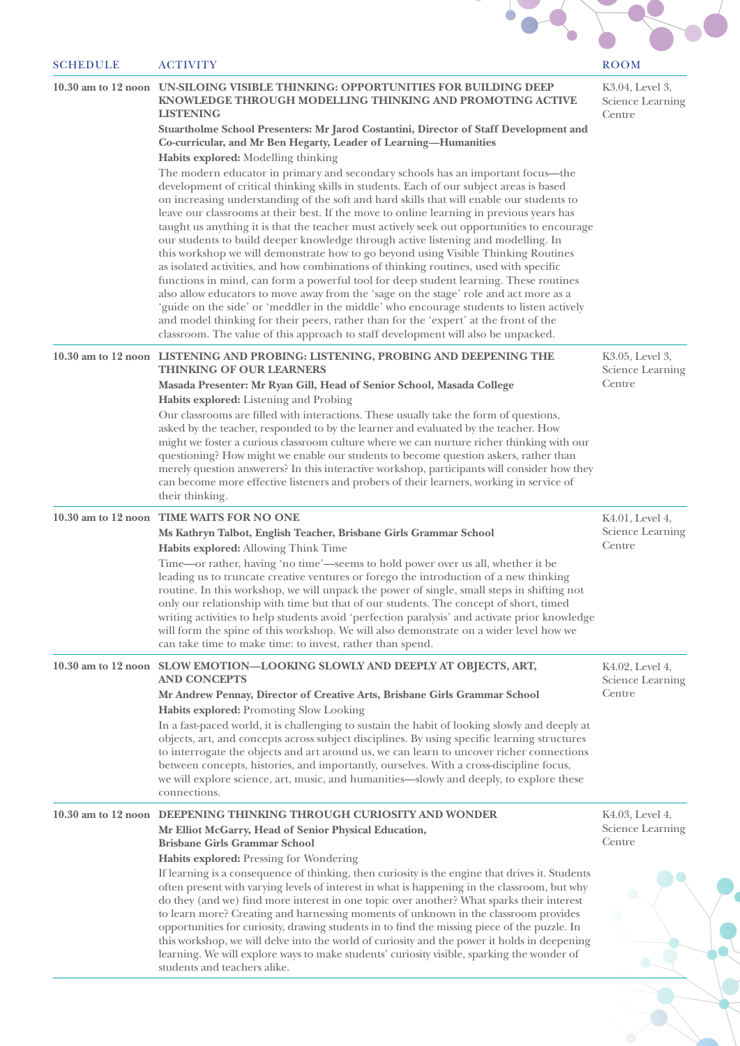| SCHEDULE | ACTIVITY | ROOM |
|---|---|---|
| 10.30 am to 12 noon | **UN-SILOING VISIBLE THINKING: OPPORTUNITIES FOR BUILDING DEEP KNOWLEDGE THROUGH MODELLING THINKING AND PROMOTING ACTIVE LISTENING**<br>**Stuartholme School Presenters: Mr Jarod Costantini, Director of Staff Development and Co-curricular, and Mr Ben Hegarty, Leader of Learning—Humanities**<br>**Habits explored:** Modelling thinking<br>The modern educator in primary and secondary schools has an important focus—the development of critical thinking skills in students. Each of our subject areas is based on increasing understanding of the soft and hard skills that will enable our students to leave our classrooms at their best. If the move to online learning in previous years has taught us anything it is that the teacher must actively seek out opportunities to encourage our students to build deeper knowledge through active listening and modelling. In this workshop we will demonstrate how to go beyond using Visible Thinking Routines as isolated activities, and how combinations of thinking routines, used with specific functions in mind, can form a powerful tool for deep student learning. These routines also allow educators to move away from the 'sage on the stage' role and act more as a 'guide on the side' or 'meddler in the middle' who encourage students to listen actively and model thinking for their peers, rather than for the 'expert' at the front of the classroom. The value of this approach to staff development will also be unpacked. | K3.04, Level 3, Science Learning Centre |
| 10.30 am to 12 noon | **LISTENING AND PROBING: LISTENING, PROBING AND DEEPENING THE THINKING OF OUR LEARNERS**<br>**Masada Presenter: Mr Ryan Gill, Head of Senior School, Masada College**<br>**Habits explored:** Listening and Probing<br>Our classrooms are filled with interactions. These usually take the form of questions, asked by the teacher, responded to by the learner and evaluated by the teacher. How might we foster a curious classroom culture where we can nurture richer thinking with our questioning? How might we enable our students to become question askers, rather than merely question answerers? In this interactive workshop, participants will consider how they can become more effective listeners and probers of their learners, working in service of their thinking. | K3.05, Level 3, Science Learning Centre |
| 10.30 am to 12 noon | **TIME WAITS FOR NO ONE**<br>**Ms Kathryn Talbot, English Teacher, Brisbane Girls Grammar School**<br>**Habits explored:** Allowing Think Time<br>Time—or rather, having 'no time'—seems to hold power over us all, whether it be leading us to truncate creative ventures or forego the introduction of a new thinking routine. In this workshop, we will unpack the power of single, small steps in shifting not only our relationship with time but that of our students. The concept of short, timed writing activities to help students avoid 'perfection paralysis' and activate prior knowledge will form the spine of this workshop. We will also demonstrate on a wider level how we can take time to make time: to invest, rather than spend. | K4.01, Level 4, Science Learning Centre |
| 10.30 am to 12 noon | **SLOW EMOTION—LOOKING SLOWLY AND DEEPLY AT OBJECTS, ART, AND CONCEPTS**<br>**Mr Andrew Pennay, Director of Creative Arts, Brisbane Girls Grammar School**<br>**Habits explored:** Promoting Slow Looking<br>In a fast-paced world, it is challenging to sustain the habit of looking slowly and deeply at objects, art, and concepts across subject disciplines. By using specific learning structures to interrogate the objects and art around us, we can learn to uncover richer connections between concepts, histories, and importantly, ourselves. With a cross-discipline focus, we will explore science, art, music, and humanities—slowly and deeply, to explore these connections. | K4.02, Level 4, Science Learning Centre |
| 10.30 am to 12 noon | **DEEPENING THINKING THROUGH CURIOSITY AND WONDER**<br>**Mr Elliot McGarry, Head of Senior Physical Education, Brisbane Girls Grammar School**<br>**Habits explored:** Pressing for Wondering<br>If learning is a consequence of thinking, then curiosity is the engine that drives it. Students often present with varying levels of interest in what is happening in the classroom, but why do they (and we) find more interest in one topic over another? What sparks their interest to learn more? Creating and harnessing moments of unknown in the classroom provides opportunities for curiosity, drawing students in to find the missing piece of the puzzle. In this workshop, we will delve into the world of curiosity and the power it holds in deepening learning. We will explore ways to make students' curiosity visible, sparking the wonder of students and teachers alike. | K4.03, Level 4, Science Learning Centre |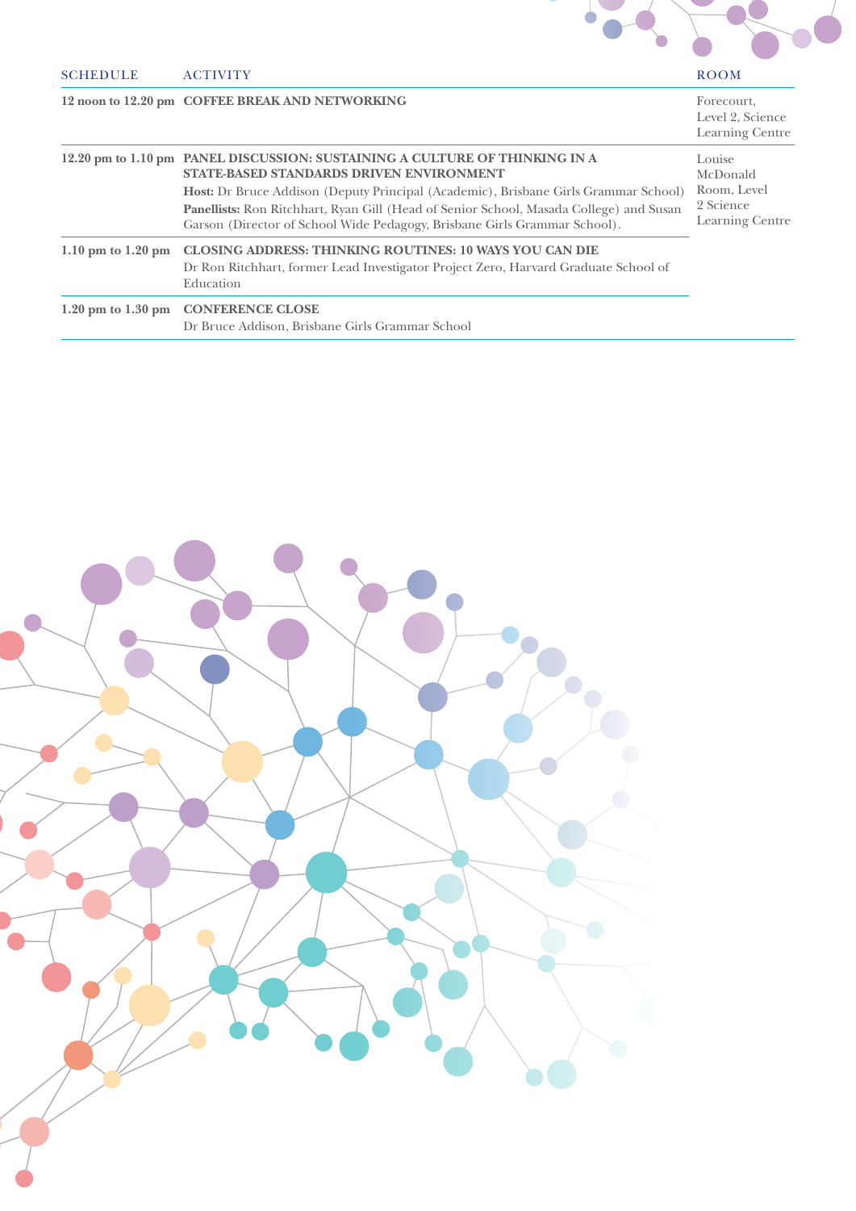| SCHEDULE | ACTIVITY | ROOM |
| --- | --- | --- |
| **12 noon to 12.20 pm** | **COFFEE BREAK AND NETWORKING** | Forecourt, Level 2, Science Learning Centre |
| **12.20 pm to 1.10 pm** | **PANEL DISCUSSION: SUSTAINING A CULTURE OF THINKING IN A STATE-BASED STANDARDS DRIVEN ENVIRONMENT** **Host:** Dr Bruce Addison (Deputy Principal (Academic), Brisbane Girls Grammar School) **Panellists:** Ron Ritchhart, Ryan Gill (Head of Senior School, Masada College) and Susan Garson (Director of School Wide Pedagogy, Brisbane Girls Grammar School). | Louise McDonald Room, Level 2 Science Learning Centre |
| **1.10 pm to 1.20 pm** | **CLOSING ADDRESS: THINKING ROUTINES: 10 WAYS YOU CAN DIE** Dr Ron Ritchhart, former Lead Investigator Project Zero, Harvard Graduate School of Education | |
| **1.20 pm to 1.30 pm** | **CONFERENCE CLOSE** Dr Bruce Addison, Brisbane Girls Grammar School | |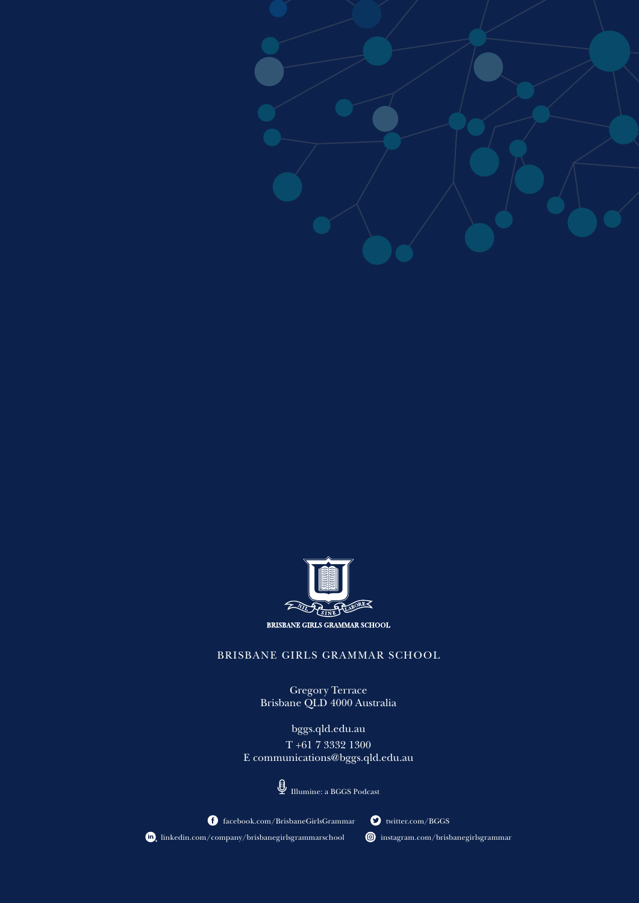NIL SINE LABORE

BRISBANE GIRLS GRAMMAR SCHOOL

BRISBANE GIRLS GRAMMAR SCHOOL

Gregory Terrace
Brisbane QLD 4000 Australia

bggs.qld.edu.au
T +61 7 3332 1300
E communications@bggs.qld.edu.au

Illumine: a BGGS Podcast

facebook.com/BrisbaneGirlsGrammar
twitter.com/BGGS
linkedin.com/company/brisbanegirlsgrammarschool
instagram.com/brisbanegirlsgrammar